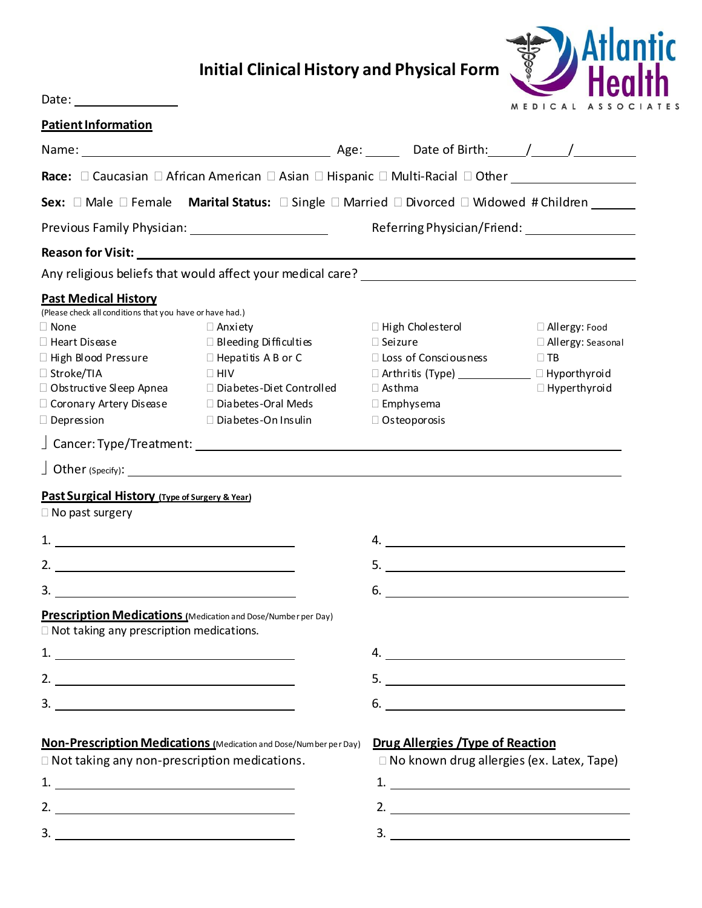# Initial Clinical History and Physical Form

Atlantic Health
MEDICAL ASSOCIATES

Date: ____________

## Patient Information

Name: ______________________________ Age: _____ Date of Birth: _____/_____/________

**Race:** ☐ Caucasian ☐ African American ☐ Asian ☐ Hispanic ☐ Multi-Racial ☐ Other ______________

**Sex:** ☐ Male ☐ Female **Marital Status:** ☐ Single ☐ Married ☐ Divorced ☐ Widowed # Children ______

Previous Family Physician: __________________ Referring Physician/Friend: ________________

**Reason for Visit:** ______________________________________________

Any religious beliefs that would affect your medical care? ______________________________

## Past Medical History

(Please check all conditions that you have or have had.)

| | | | |
|---|---|---|---|
| ☐ None | ☐ Anxiety | ☐ High Cholesterol | ☐ Allergy: Food |
| ☐ Heart Disease | ☐ Bleeding Difficulties | ☐ Seizure | ☐ Allergy: Seasonal |
| ☐ High Blood Pressure | ☐ Hepatitis A B or C | ☐ Loss of Consciousness | ☐ TB |
| ☐ Stroke/TIA | ☐ HIV | ☐ Arthritis (Type) __________ | ☐ Hyporthyroid |
| ☐ Obstructive Sleep Apnea | ☐ Diabetes-Diet Controlled | ☐ Asthma | ☐ Hyperthyroid |
| ☐ Coronary Artery Disease | ☐ Diabetes-Oral Meds | ☐ Emphysema | |
| ☐ Depression | ☐ Diabetes-On Insulin | ☐ Osteoporosis | |

☐ Cancer: Type/Treatment: ______________________________________________

☐ Other (Specify): ______________________________________________

## Past Surgical History (Type of Surgery & Year)

☐ No past surgery

1. ______________________
2. ______________________
3. ______________________
4. ______________________
5. ______________________
6. ______________________

## Prescription Medications (Medication and Dose/Number per Day)

☐ Not taking any prescription medications.

1. ______________________
2. ______________________
3. ______________________
4. ______________________
5. ______________________
6. ______________________

## Non-Prescription Medications (Medication and Dose/Number per Day)

☐ Not taking any non-prescription medications.

1. ______________________
2. ______________________
3. ______________________

## Drug Allergies /Type of Reaction

☐ No known drug allergies (ex. Latex, Tape)

1. ______________________
2. ______________________
3. ______________________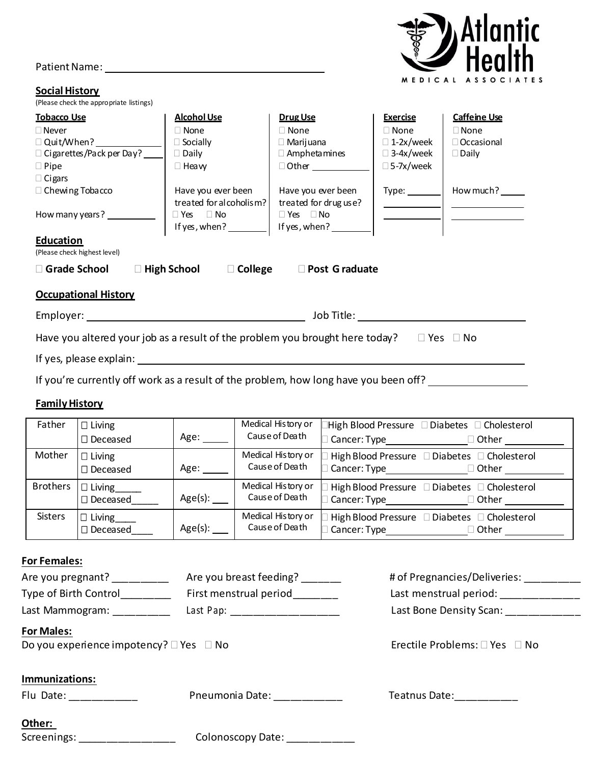Atlantic Health
MEDICAL ASSOCIATES

Patient Name: ______________________________

**Social History**
(Please check the appropriate listings)

| Tobacco Use | Alcohol Use | Drug Use | Exercise | Caffeine Use |
|---|---|---|---|---|
| ☐ Never | ☐ None | ☐ None | ☐ None | ☐ None |
| ☐ Quit/When? ________ | ☐ Socially | ☐ Marijuana | ☐ 1-2x/week | ☐ Occasional |
| ☐ Cigarettes/Pack per Day? ____ | ☐ Daily | ☐ Amphetamines | ☐ 3-4x/week | ☐ Daily |
| ☐ Pipe | ☐ Heavy | ☐ Other ________ | ☐ 5-7x/week | |
| ☐ Cigars | | | | |
| ☐ Chewing Tobacco | Have you ever been treated for alcoholism? | Have you ever been treated for drug use? | Type: ______ | How much? _____ |
| How many years? ________ | ☐ Yes ☐ No | ☐ Yes ☐ No | ________ | ________ |
| | If yes, when? ______ | If yes, when? ______ | ________ | ________ |

**Education**
(Please check highest level)

☐ **Grade School** ☐ **High School** ☐ **College** ☐ **Post Graduate**

**Occupational History**

Employer: ______________________________ Job Title: ______________________________

Have you altered your job as a result of the problem you brought here today? ☐ Yes ☐ No

If yes, please explain: ______________________________

If you're currently off work as a result of the problem, how long have you been off? ____________

**Family History**

| | | | | |
|---|---|---|---|---|
| Father | ☐ Living<br>☐ Deceased | Age: _____ | Medical History or Cause of Death | ☐ High Blood Pressure ☐ Diabetes ☐ Cholesterol<br>☐ Cancer: Type__________ ☐ Other ________ |
| Mother | ☐ Living<br>☐ Deceased | Age: _____ | Medical History or Cause of Death | ☐ High Blood Pressure ☐ Diabetes ☐ Cholesterol<br>☐ Cancer: Type__________ ☐ Other ________ |
| Brothers | ☐ Living_____<br>☐ Deceased_____ | Age(s): ___ | Medical History or Cause of Death | ☐ High Blood Pressure ☐ Diabetes ☐ Cholesterol<br>☐ Cancer: Type__________ ☐ Other ________ |
| Sisters | ☐ Living____<br>☐ Deceased____ | Age(s): ___ | Medical History or Cause of Death | ☐ High Blood Pressure ☐ Diabetes ☐ Cholesterol<br>☐ Cancer: Type__________ ☐ Other ________ |

**For Females:**

Are you pregnant? __________ Are you breast feeding? _______ # of Pregnancies/Deliveries: __________

Type of Birth Control_________ First menstrual period________ Last menstrual period: ______________

Last Mammogram: __________ Last Pap: ___________________ Last Bone Density Scan: _____________

**For Males:**

Do you experience impotency? ☐ Yes ☐ No Erectile Problems: ☐ Yes ☐ No

**Immunizations:**

Flu Date: ____________ Pneumonia Date: ____________ Teatnus Date:___________

**Other:**

Screenings: _________________ Colonoscopy Date: ____________